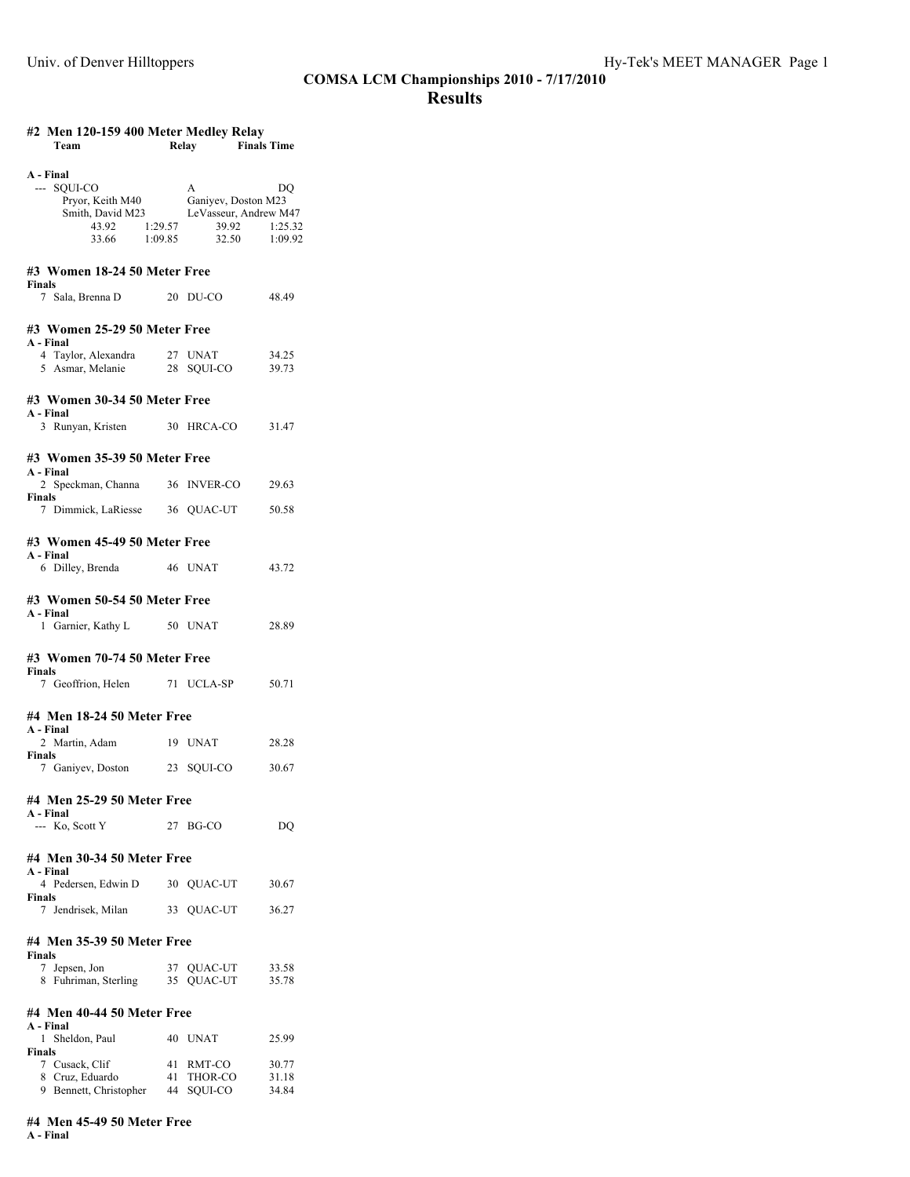## COMSA LCM Championships 2010 - 7/17/2010

## Results

### #2 Men 120-159 400 Meter Medley Relay

| | Team | Relay | Finals Time |
|---|---|---|---|
| **A - Final** | | | |
| --- | SQUI-CO | A | DQ |

Pryor, Keith M40 — Ganiyev, Doston M23
Smith, David M23 — LeVasseur, Andrew M47

| | | | |
|---|---|---|---|
| 43.92 | 1:29.57 | 39.92 | 1:25.32 |
| 33.66 | 1:09.85 | 32.50 | 1:09.92 |

### #3 Women 18-24 50 Meter Free

**Finals**

| Place | Name | Age | Team | Time |
|---|---|---|---|---|
| 7 | Sala, Brenna D | 20 | DU-CO | 48.49 |

### #3 Women 25-29 50 Meter Free

**A - Final**

| Place | Name | Age | Team | Time |
|---|---|---|---|---|
| 4 | Taylor, Alexandra | 27 | UNAT | 34.25 |
| 5 | Asmar, Melanie | 28 | SQUI-CO | 39.73 |

### #3 Women 30-34 50 Meter Free

**A - Final**

| Place | Name | Age | Team | Time |
|---|---|---|---|---|
| 3 | Runyan, Kristen | 30 | HRCA-CO | 31.47 |

### #3 Women 35-39 50 Meter Free

| Place | Name | Age | Team | Time |
|---|---|---|---|---|
| **A - Final** | | | | |
| 2 | Speckman, Channa | 36 | INVER-CO | 29.63 |
| **Finals** | | | | |
| 7 | Dimmick, LaRiesse | 36 | QUAC-UT | 50.58 |

### #3 Women 45-49 50 Meter Free

**A - Final**

| Place | Name | Age | Team | Time |
|---|---|---|---|---|
| 6 | Dilley, Brenda | 46 | UNAT | 43.72 |

### #3 Women 50-54 50 Meter Free

**A - Final**

| Place | Name | Age | Team | Time |
|---|---|---|---|---|
| 1 | Garnier, Kathy L | 50 | UNAT | 28.89 |

### #3 Women 70-74 50 Meter Free

**Finals**

| Place | Name | Age | Team | Time |
|---|---|---|---|---|
| 7 | Geoffrion, Helen | 71 | UCLA-SP | 50.71 |

### #4 Men 18-24 50 Meter Free

| Place | Name | Age | Team | Time |
|---|---|---|---|---|
| **A - Final** | | | | |
| 2 | Martin, Adam | 19 | UNAT | 28.28 |
| **Finals** | | | | |
| 7 | Ganiyev, Doston | 23 | SQUI-CO | 30.67 |

### #4 Men 25-29 50 Meter Free

**A - Final**

| Place | Name | Age | Team | Time |
|---|---|---|---|---|
| --- | Ko, Scott Y | 27 | BG-CO | DQ |

### #4 Men 30-34 50 Meter Free

| Place | Name | Age | Team | Time |
|---|---|---|---|---|
| **A - Final** | | | | |
| 4 | Pedersen, Edwin D | 30 | QUAC-UT | 30.67 |
| **Finals** | | | | |
| 7 | Jendrisek, Milan | 33 | QUAC-UT | 36.27 |

### #4 Men 35-39 50 Meter Free

**Finals**

| Place | Name | Age | Team | Time |
|---|---|---|---|---|
| 7 | Jepsen, Jon | 37 | QUAC-UT | 33.58 |
| 8 | Fuhriman, Sterling | 35 | QUAC-UT | 35.78 |

### #4 Men 40-44 50 Meter Free

| Place | Name | Age | Team | Time |
|---|---|---|---|---|
| **A - Final** | | | | |
| 1 | Sheldon, Paul | 40 | UNAT | 25.99 |
| **Finals** | | | | |
| 7 | Cusack, Clif | 41 | RMT-CO | 30.77 |
| 8 | Cruz, Eduardo | 41 | THOR-CO | 31.18 |
| 9 | Bennett, Christopher | 44 | SQUI-CO | 34.84 |

### #4 Men 45-49 50 Meter Free

**A - Final**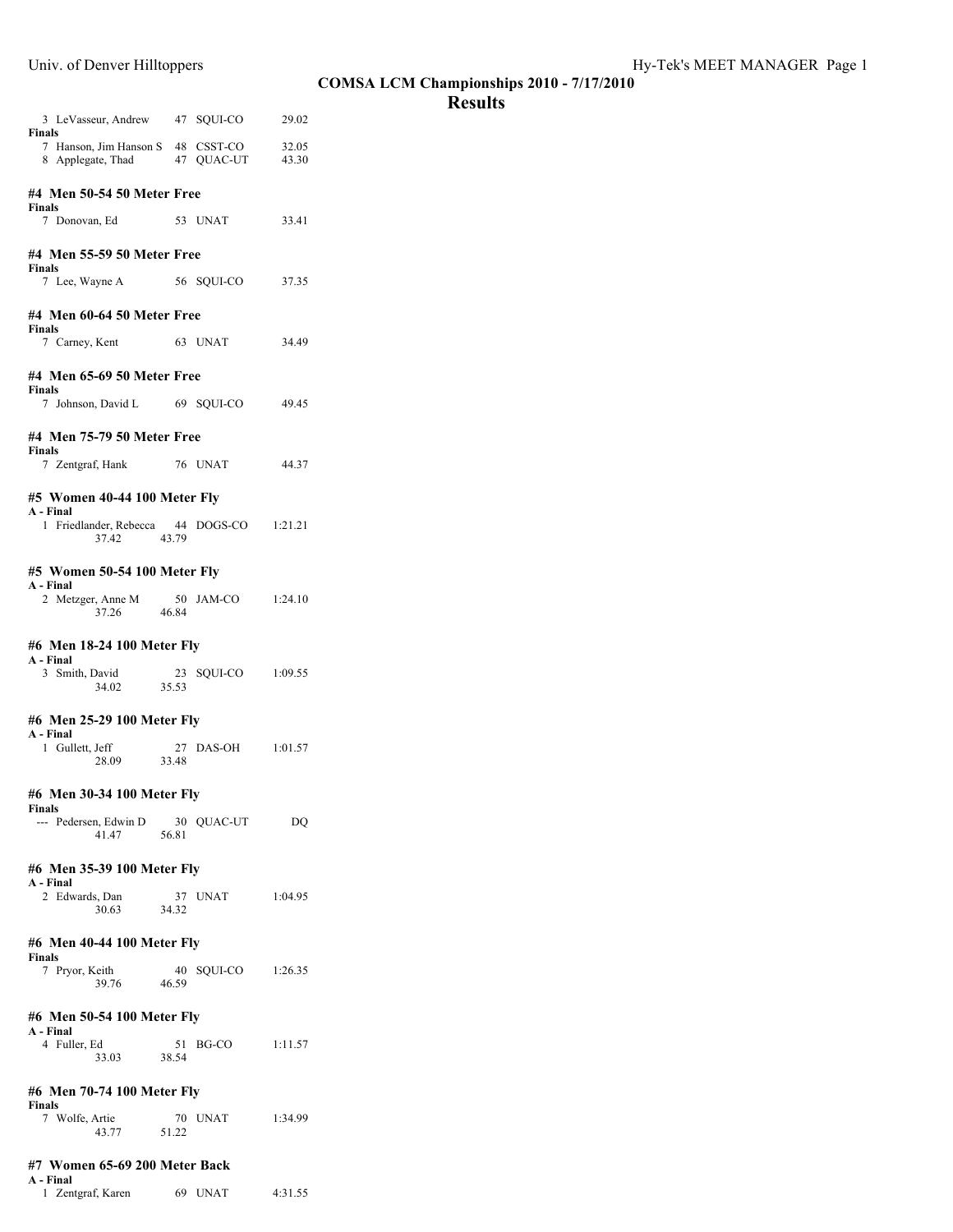## COMSA LCM Championships 2010 - 7/17/2010

## Results

3 LeVasseur, Andrew 47 SQUI-CO 29.02

**Finals**

7 Hanson, Jim Hanson S 48 CSST-CO 32.05

8 Applegate, Thad 47 QUAC-UT 43.30

### #4 Men 50-54 50 Meter Free

**Finals**

7 Donovan, Ed 53 UNAT 33.41

### #4 Men 55-59 50 Meter Free

**Finals**

7 Lee, Wayne A 56 SQUI-CO 37.35

### #4 Men 60-64 50 Meter Free

**Finals**

7 Carney, Kent 63 UNAT 34.49

### #4 Men 65-69 50 Meter Free

**Finals**

7 Johnson, David L 69 SQUI-CO 49.45

### #4 Men 75-79 50 Meter Free

**Finals**

7 Zentgraf, Hank 76 UNAT 44.37

### #5 Women 40-44 100 Meter Fly

**A - Final**

1 Friedlander, Rebecca 44 DOGS-CO 1:21.21
37.42 43.79

### #5 Women 50-54 100 Meter Fly

**A - Final**

2 Metzger, Anne M 50 JAM-CO 1:24.10
37.26 46.84

### #6 Men 18-24 100 Meter Fly

**A - Final**

3 Smith, David 23 SQUI-CO 1:09.55
34.02 35.53

### #6 Men 25-29 100 Meter Fly

**A - Final**

1 Gullett, Jeff 27 DAS-OH 1:01.57
28.09 33.48

### #6 Men 30-34 100 Meter Fly

**Finals**

--- Pedersen, Edwin D 30 QUAC-UT DQ
41.47 56.81

### #6 Men 35-39 100 Meter Fly

**A - Final**

2 Edwards, Dan 37 UNAT 1:04.95
30.63 34.32

### #6 Men 40-44 100 Meter Fly

**Finals**

7 Pryor, Keith 40 SQUI-CO 1:26.35
39.76 46.59

### #6 Men 50-54 100 Meter Fly

**A - Final**

4 Fuller, Ed 51 BG-CO 1:11.57
33.03 38.54

### #6 Men 70-74 100 Meter Fly

**Finals**

7 Wolfe, Artie 70 UNAT 1:34.99
43.77 51.22

### #7 Women 65-69 200 Meter Back

**A - Final**

1 Zentgraf, Karen 69 UNAT 4:31.55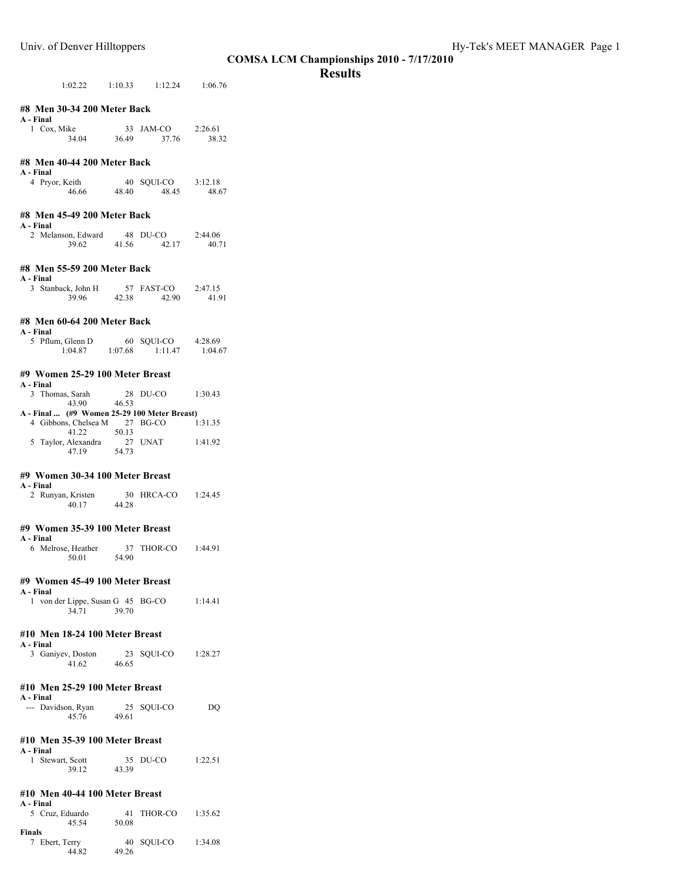## COMSA LCM Championships 2010 - 7/17/2010

## Results

```
          1:02.22     1:10.33     1:12.24     1:06.76
```

### #8 Men 30-34 200 Meter Back

**A - Final**

```
  1 Cox, Mike                33  JAM-CO       2:26.61
          34.04       36.49       37.76       38.32
```

### #8 Men 40-44 200 Meter Back

**A - Final**

```
  4 Pryor, Keith             40  SQUI-CO      3:12.18
          46.66       48.40       48.45       48.67
```

### #8 Men 45-49 200 Meter Back

**A - Final**

```
  2 Melanson, Edward         48  DU-CO        2:44.06
          39.62       41.56       42.17       40.71
```

### #8 Men 55-59 200 Meter Back

**A - Final**

```
  3 Stanback, John H         57  FAST-CO      2:47.15
          39.96       42.38       42.90       41.91
```

### #8 Men 60-64 200 Meter Back

**A - Final**

```
  5 Pflum, Glenn D           60  SQUI-CO      4:28.69
        1:04.87     1:07.68     1:11.47     1:04.67
```

### #9 Women 25-29 100 Meter Breast

**A - Final**

```
  3 Thomas, Sarah            28  DU-CO        1:30.43
          43.90       46.53
```

**A - Final ... (#9 Women 25-29 100 Meter Breast)**

```
  4 Gibbons, Chelsea M       27  BG-CO        1:31.35
          41.22       50.13
  5 Taylor, Alexandra        27  UNAT         1:41.92
          47.19       54.73
```

### #9 Women 30-34 100 Meter Breast

**A - Final**

```
  2 Runyan, Kristen          30  HRCA-CO      1:24.45
          40.17       44.28
```

### #9 Women 35-39 100 Meter Breast

**A - Final**

```
  6 Melrose, Heather         37  THOR-CO      1:44.91
          50.01       54.90
```

### #9 Women 45-49 100 Meter Breast

**A - Final**

```
  1 von der Lippe, Susan G   45  BG-CO        1:14.41
          34.71       39.70
```

### #10 Men 18-24 100 Meter Breast

**A - Final**

```
  3 Ganiyev, Doston          23  SQUI-CO      1:28.27
          41.62       46.65
```

### #10 Men 25-29 100 Meter Breast

**A - Final**

```
 --- Davidson, Ryan          25  SQUI-CO           DQ
          45.76       49.61
```

### #10 Men 35-39 100 Meter Breast

**A - Final**

```
  1 Stewart, Scott           35  DU-CO        1:22.51
          39.12       43.39
```

### #10 Men 40-44 100 Meter Breast

**A - Final**

```
  5 Cruz, Eduardo            41  THOR-CO      1:35.62
          45.54       50.08
```

**Finals**

```
  7 Ebert, Terry             40  SQUI-CO      1:34.08
          44.82       49.26
```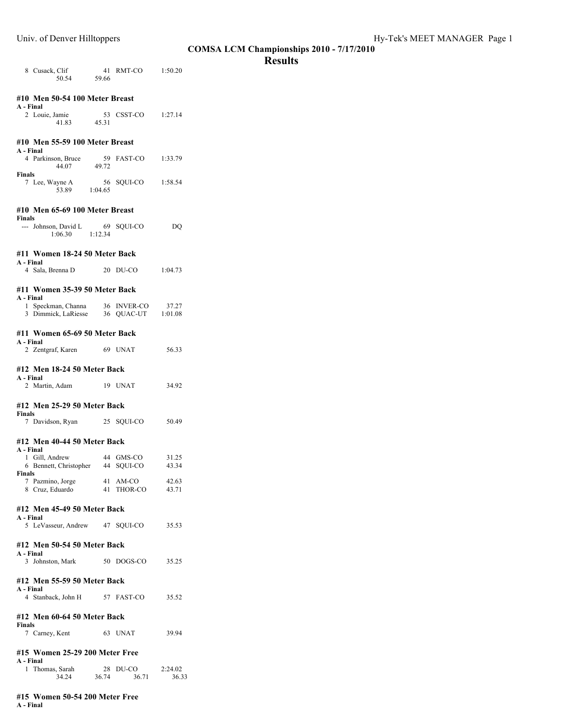**COMSA LCM Championships 2010 - 7/17/2010**

**Results**

```
 8 Cusack, Clif          41 RMT-CO      1:50.20
       50.54       59.66
```

#### #10 Men 50-54 100 Meter Breast

**A - Final**

```
 2 Louie, Jamie          53 CSST-CO     1:27.14
       41.83       45.31
```

#### #10 Men 55-59 100 Meter Breast

**A - Final**

```
 4 Parkinson, Bruce      59 FAST-CO     1:33.79
       44.07       49.72
```

**Finals**

```
 7 Lee, Wayne A          56 SQUI-CO     1:58.54
       53.89     1:04.65
```

#### #10 Men 65-69 100 Meter Breast

**Finals**

```
 --- Johnson, David L    69 SQUI-CO          DQ
     1:06.30     1:12.34
```

#### #11 Women 18-24 50 Meter Back

**A - Final**

```
 4 Sala, Brenna D        20 DU-CO       1:04.73
```

#### #11 Women 35-39 50 Meter Back

**A - Final**

```
 1 Speckman, Channa      36 INVER-CO      37.27
 3 Dimmick, LaRiesse     36 QUAC-UT     1:01.08
```

#### #11 Women 65-69 50 Meter Back

**A - Final**

```
 2 Zentgraf, Karen       69 UNAT          56.33
```

#### #12 Men 18-24 50 Meter Back

**A - Final**

```
 2 Martin, Adam          19 UNAT          34.92
```

#### #12 Men 25-29 50 Meter Back

**Finals**

```
 7 Davidson, Ryan        25 SQUI-CO       50.49
```

#### #12 Men 40-44 50 Meter Back

**A - Final**

```
 1 Gill, Andrew          44 GMS-CO        31.25
 6 Bennett, Christopher  44 SQUI-CO       43.34
```

**Finals**

```
 7 Pazmino, Jorge        41 AM-CO         42.63
 8 Cruz, Eduardo         41 THOR-CO       43.71
```

#### #12 Men 45-49 50 Meter Back

**A - Final**

```
 5 LeVasseur, Andrew     47 SQUI-CO       35.53
```

#### #12 Men 50-54 50 Meter Back

**A - Final**

```
 3 Johnston, Mark        50 DOGS-CO       35.25
```

#### #12 Men 55-59 50 Meter Back

**A - Final**

```
 4 Stanback, John H      57 FAST-CO       35.52
```

#### #12 Men 60-64 50 Meter Back

**Finals**

```
 7 Carney, Kent          63 UNAT          39.94
```

#### #15 Women 25-29 200 Meter Free

**A - Final**

```
 1 Thomas, Sarah         28 DU-CO       2:24.02
       34.24       36.74       36.71      36.33
```

#### #15 Women 50-54 200 Meter Free

**A - Final**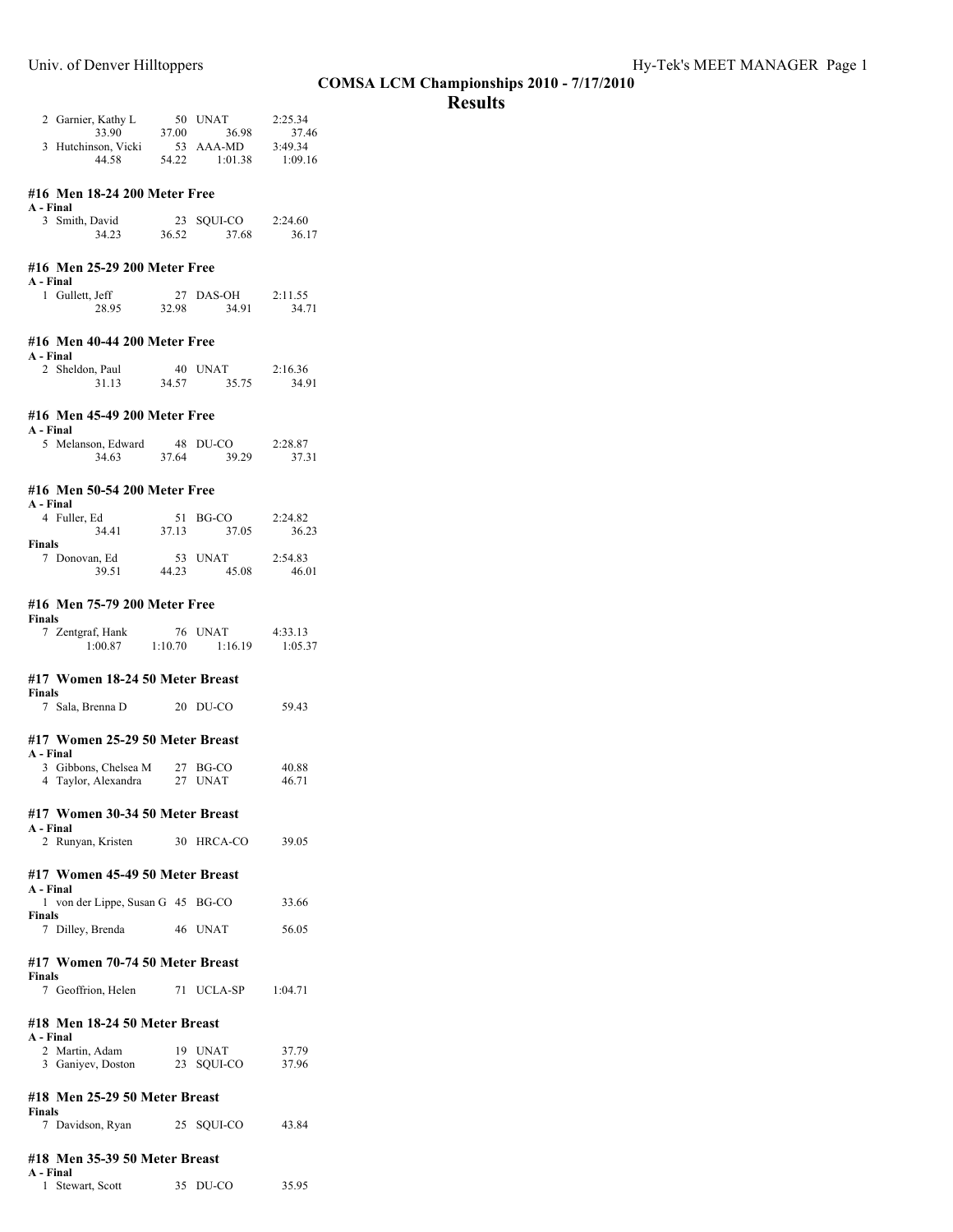## COMSA LCM Championships 2010 - 7/17/2010

## Results

| | Name | Age | Team | Time |
|---|---|---|---|---|
| 2 | Garnier, Kathy L | 50 | UNAT | 2:25.34 |
| | 33.90 | 37.00 | 36.98 | 37.46 |
| 3 | Hutchinson, Vicki | 53 | AAA-MD | 3:49.34 |
| | 44.58 | 54.22 | 1:01.38 | 1:09.16 |

### #16 Men 18-24 200 Meter Free

**A - Final**

| | Name | Age | Team | Time |
|---|---|---|---|---|
| 3 | Smith, David | 23 | SQUI-CO | 2:24.60 |
| | 34.23 | 36.52 | 37.68 | 36.17 |

### #16 Men 25-29 200 Meter Free

**A - Final**

| | Name | Age | Team | Time |
|---|---|---|---|---|
| 1 | Gullett, Jeff | 27 | DAS-OH | 2:11.55 |
| | 28.95 | 32.98 | 34.91 | 34.71 |

### #16 Men 40-44 200 Meter Free

**A - Final**

| | Name | Age | Team | Time |
|---|---|---|---|---|
| 2 | Sheldon, Paul | 40 | UNAT | 2:16.36 |
| | 31.13 | 34.57 | 35.75 | 34.91 |

### #16 Men 45-49 200 Meter Free

**A - Final**

| | Name | Age | Team | Time |
|---|---|---|---|---|
| 5 | Melanson, Edward | 48 | DU-CO | 2:28.87 |
| | 34.63 | 37.64 | 39.29 | 37.31 |

### #16 Men 50-54 200 Meter Free

**A - Final**

| | Name | Age | Team | Time |
|---|---|---|---|---|
| 4 | Fuller, Ed | 51 | BG-CO | 2:24.82 |
| | 34.41 | 37.13 | 37.05 | 36.23 |

**Finals**

| | Name | Age | Team | Time |
|---|---|---|---|---|
| 7 | Donovan, Ed | 53 | UNAT | 2:54.83 |
| | 39.51 | 44.23 | 45.08 | 46.01 |

### #16 Men 75-79 200 Meter Free

**Finals**

| | Name | Age | Team | Time |
|---|---|---|---|---|
| 7 | Zentgraf, Hank | 76 | UNAT | 4:33.13 |
| | 1:00.87 | 1:10.70 | 1:16.19 | 1:05.37 |

### #17 Women 18-24 50 Meter Breast

**Finals**

| | Name | Age | Team | Time |
|---|---|---|---|---|
| 7 | Sala, Brenna D | 20 | DU-CO | 59.43 |

### #17 Women 25-29 50 Meter Breast

**A - Final**

| | Name | Age | Team | Time |
|---|---|---|---|---|
| 3 | Gibbons, Chelsea M | 27 | BG-CO | 40.88 |
| 4 | Taylor, Alexandra | 27 | UNAT | 46.71 |

### #17 Women 30-34 50 Meter Breast

**A - Final**

| | Name | Age | Team | Time |
|---|---|---|---|---|
| 2 | Runyan, Kristen | 30 | HRCA-CO | 39.05 |

### #17 Women 45-49 50 Meter Breast

**A - Final**

| | Name | Age | Team | Time |
|---|---|---|---|---|
| 1 | von der Lippe, Susan G | 45 | BG-CO | 33.66 |

**Finals**

| | Name | Age | Team | Time |
|---|---|---|---|---|
| 7 | Dilley, Brenda | 46 | UNAT | 56.05 |

### #17 Women 70-74 50 Meter Breast

**Finals**

| | Name | Age | Team | Time |
|---|---|---|---|---|
| 7 | Geoffrion, Helen | 71 | UCLA-SP | 1:04.71 |

### #18 Men 18-24 50 Meter Breast

**A - Final**

| | Name | Age | Team | Time |
|---|---|---|---|---|
| 2 | Martin, Adam | 19 | UNAT | 37.79 |
| 3 | Ganiyev, Doston | 23 | SQUI-CO | 37.96 |

### #18 Men 25-29 50 Meter Breast

**Finals**

| | Name | Age | Team | Time |
|---|---|---|---|---|
| 7 | Davidson, Ryan | 25 | SQUI-CO | 43.84 |

### #18 Men 35-39 50 Meter Breast

**A - Final**

| | Name | Age | Team | Time |
|---|---|---|---|---|
| 1 | Stewart, Scott | 35 | DU-CO | 35.95 |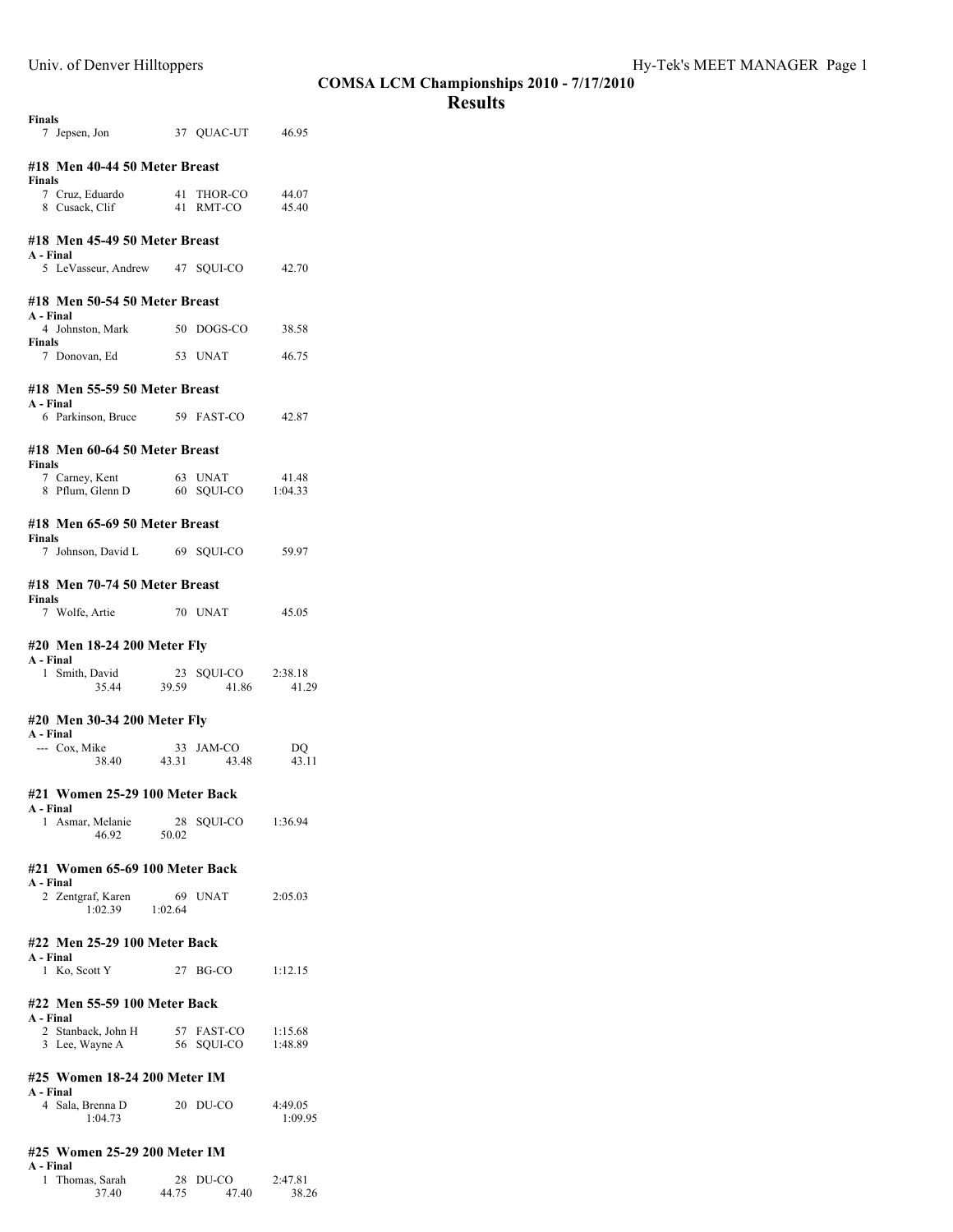**COMSA LCM Championships 2010 - 7/17/2010**

## Results

**Finals**

7 Jepsen, Jon 37 QUAC-UT 46.95

### #18 Men 40-44 50 Meter Breast

**Finals**

7 Cruz, Eduardo 41 THOR-CO 44.07
8 Cusack, Clif 41 RMT-CO 45.40

### #18 Men 45-49 50 Meter Breast

**A - Final**

5 LeVasseur, Andrew 47 SQUI-CO 42.70

### #18 Men 50-54 50 Meter Breast

**A - Final**

4 Johnston, Mark 50 DOGS-CO 38.58

**Finals**

7 Donovan, Ed 53 UNAT 46.75

### #18 Men 55-59 50 Meter Breast

**A - Final**

6 Parkinson, Bruce 59 FAST-CO 42.87

### #18 Men 60-64 50 Meter Breast

**Finals**

7 Carney, Kent 63 UNAT 41.48
8 Pflum, Glenn D 60 SQUI-CO 1:04.33

### #18 Men 65-69 50 Meter Breast

**Finals**

7 Johnson, David L 69 SQUI-CO 59.97

### #18 Men 70-74 50 Meter Breast

**Finals**

7 Wolfe, Artie 70 UNAT 45.05

### #20 Men 18-24 200 Meter Fly

**A - Final**

1 Smith, David 23 SQUI-CO 2:38.18
35.44 39.59 41.86 41.29

### #20 Men 30-34 200 Meter Fly

**A - Final**

--- Cox, Mike 33 JAM-CO DQ
38.40 43.31 43.48 43.11

### #21 Women 25-29 100 Meter Back

**A - Final**

1 Asmar, Melanie 28 SQUI-CO 1:36.94
46.92 50.02

### #21 Women 65-69 100 Meter Back

**A - Final**

2 Zentgraf, Karen 69 UNAT 2:05.03
1:02.39 1:02.64

### #22 Men 25-29 100 Meter Back

**A - Final**

1 Ko, Scott Y 27 BG-CO 1:12.15

### #22 Men 55-59 100 Meter Back

**A - Final**

2 Stanback, John H 57 FAST-CO 1:15.68
3 Lee, Wayne A 56 SQUI-CO 1:48.89

### #25 Women 18-24 200 Meter IM

**A - Final**

4 Sala, Brenna D 20 DU-CO 4:49.05
1:04.73 1:09.95

### #25 Women 25-29 200 Meter IM

**A - Final**

1 Thomas, Sarah 28 DU-CO 2:47.81
37.40 44.75 47.40 38.26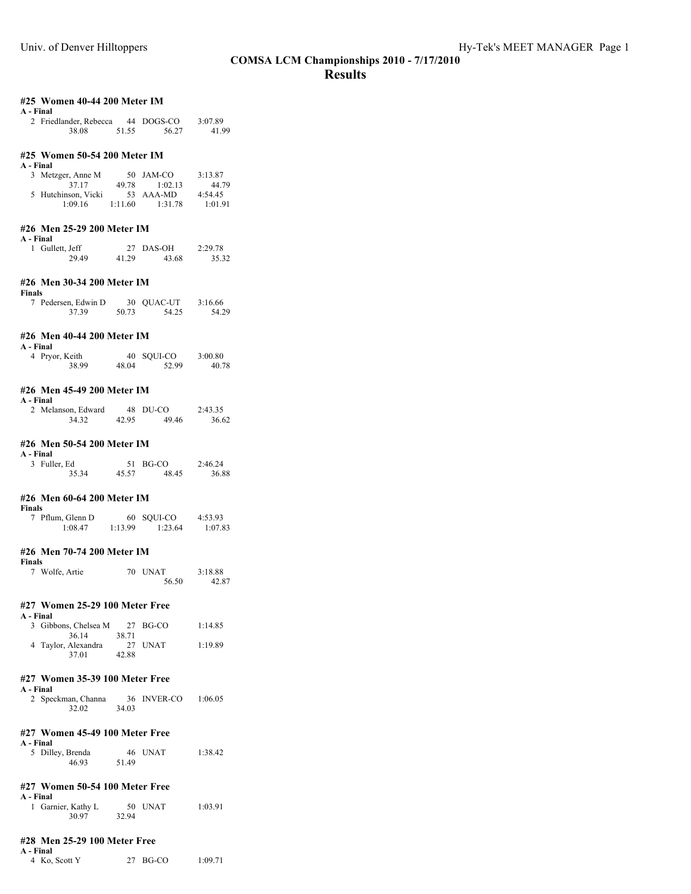## COMSA LCM Championships 2010 - 7/17/2010

## Results

### #25 Women 40-44 200 Meter IM

**A - Final**

| | Name | Age | Team | Time |
|---|---|---|---|---|
| 2 | Friedlander, Rebecca | 44 | DOGS-CO | 3:07.89 |
| | 38.08 | 51.55 | 56.27 | 41.99 |

### #25 Women 50-54 200 Meter IM

**A - Final**

| | Name | Age | Team | Time |
|---|---|---|---|---|
| 3 | Metzger, Anne M | 50 | JAM-CO | 3:13.87 |
| | 37.17 | 49.78 | 1:02.13 | 44.79 |
| 5 | Hutchinson, Vicki | 53 | AAA-MD | 4:54.45 |
| | 1:09.16 | 1:11.60 | 1:31.78 | 1:01.91 |

### #26 Men 25-29 200 Meter IM

**A - Final**

| | Name | Age | Team | Time |
|---|---|---|---|---|
| 1 | Gullett, Jeff | 27 | DAS-OH | 2:29.78 |
| | 29.49 | 41.29 | 43.68 | 35.32 |

### #26 Men 30-34 200 Meter IM

**Finals**

| | Name | Age | Team | Time |
|---|---|---|---|---|
| 7 | Pedersen, Edwin D | 30 | QUAC-UT | 3:16.66 |
| | 37.39 | 50.73 | 54.25 | 54.29 |

### #26 Men 40-44 200 Meter IM

**A - Final**

| | Name | Age | Team | Time |
|---|---|---|---|---|
| 4 | Pryor, Keith | 40 | SQUI-CO | 3:00.80 |
| | 38.99 | 48.04 | 52.99 | 40.78 |

### #26 Men 45-49 200 Meter IM

**A - Final**

| | Name | Age | Team | Time |
|---|---|---|---|---|
| 2 | Melanson, Edward | 48 | DU-CO | 2:43.35 |
| | 34.32 | 42.95 | 49.46 | 36.62 |

### #26 Men 50-54 200 Meter IM

**A - Final**

| | Name | Age | Team | Time |
|---|---|---|---|---|
| 3 | Fuller, Ed | 51 | BG-CO | 2:46.24 |
| | 35.34 | 45.57 | 48.45 | 36.88 |

### #26 Men 60-64 200 Meter IM

**Finals**

| | Name | Age | Team | Time |
|---|---|---|---|---|
| 7 | Pflum, Glenn D | 60 | SQUI-CO | 4:53.93 |
| | 1:08.47 | 1:13.99 | 1:23.64 | 1:07.83 |

### #26 Men 70-74 200 Meter IM

**Finals**

| | Name | Age | Team | Time |
|---|---|---|---|---|
| 7 | Wolfe, Artie | 70 | UNAT | 3:18.88 |
| | | | 56.50 | 42.87 |

### #27 Women 25-29 100 Meter Free

**A - Final**

| | Name | Age | Team | Time |
|---|---|---|---|---|
| 3 | Gibbons, Chelsea M | 27 | BG-CO | 1:14.85 |
| | 36.14 | 38.71 | | |
| 4 | Taylor, Alexandra | 27 | UNAT | 1:19.89 |
| | 37.01 | 42.88 | | |

### #27 Women 35-39 100 Meter Free

**A - Final**

| | Name | Age | Team | Time |
|---|---|---|---|---|
| 2 | Speckman, Channa | 36 | INVER-CO | 1:06.05 |
| | 32.02 | 34.03 | | |

### #27 Women 45-49 100 Meter Free

**A - Final**

| | Name | Age | Team | Time |
|---|---|---|---|---|
| 5 | Dilley, Brenda | 46 | UNAT | 1:38.42 |
| | 46.93 | 51.49 | | |

### #27 Women 50-54 100 Meter Free

**A - Final**

| | Name | Age | Team | Time |
|---|---|---|---|---|
| 1 | Garnier, Kathy L | 50 | UNAT | 1:03.91 |
| | 30.97 | 32.94 | | |

### #28 Men 25-29 100 Meter Free

**A - Final**

| | Name | Age | Team | Time |
|---|---|---|---|---|
| 4 | Ko, Scott Y | 27 | BG-CO | 1:09.71 |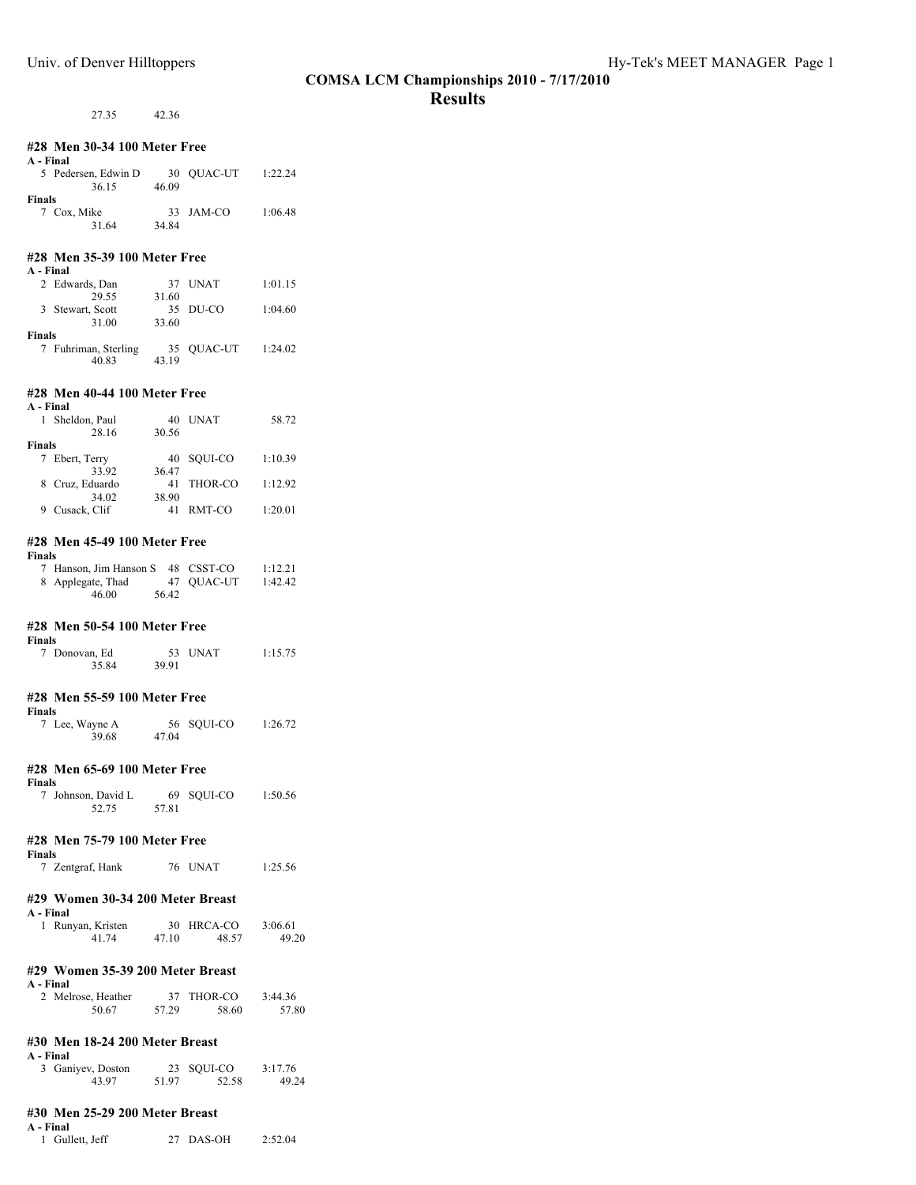27.35 42.36

### #28 Men 30-34 100 Meter Free

**A - Final**

| Place | Name | Age | Team | Time |
|---|---|---|---|---|
| 5 | Pedersen, Edwin D | 30 | QUAC-UT | 1:22.24 |
| | 36.15 | 46.09 | | |

**Finals**

| Place | Name | Age | Team | Time |
|---|---|---|---|---|
| 7 | Cox, Mike | 33 | JAM-CO | 1:06.48 |
| | 31.64 | 34.84 | | |

### #28 Men 35-39 100 Meter Free

**A - Final**

| Place | Name | Age | Team | Time |
|---|---|---|---|---|
| 2 | Edwards, Dan | 37 | UNAT | 1:01.15 |
| | 29.55 | 31.60 | | |
| 3 | Stewart, Scott | 35 | DU-CO | 1:04.60 |
| | 31.00 | 33.60 | | |

**Finals**

| Place | Name | Age | Team | Time |
|---|---|---|---|---|
| 7 | Fuhriman, Sterling | 35 | QUAC-UT | 1:24.02 |
| | 40.83 | 43.19 | | |

### #28 Men 40-44 100 Meter Free

**A - Final**

| Place | Name | Age | Team | Time |
|---|---|---|---|---|
| 1 | Sheldon, Paul | 40 | UNAT | 58.72 |
| | 28.16 | 30.56 | | |

**Finals**

| Place | Name | Age | Team | Time |
|---|---|---|---|---|
| 7 | Ebert, Terry | 40 | SQUI-CO | 1:10.39 |
| | 33.92 | 36.47 | | |
| 8 | Cruz, Eduardo | 41 | THOR-CO | 1:12.92 |
| | 34.02 | 38.90 | | |
| 9 | Cusack, Clif | 41 | RMT-CO | 1:20.01 |

### #28 Men 45-49 100 Meter Free

**Finals**

| Place | Name | Age | Team | Time |
|---|---|---|---|---|
| 7 | Hanson, Jim Hanson S | 48 | CSST-CO | 1:12.21 |
| 8 | Applegate, Thad | 47 | QUAC-UT | 1:42.42 |
| | 46.00 | 56.42 | | |

### #28 Men 50-54 100 Meter Free

**Finals**

| Place | Name | Age | Team | Time |
|---|---|---|---|---|
| 7 | Donovan, Ed | 53 | UNAT | 1:15.75 |
| | 35.84 | 39.91 | | |

### #28 Men 55-59 100 Meter Free

**Finals**

| Place | Name | Age | Team | Time |
|---|---|---|---|---|
| 7 | Lee, Wayne A | 56 | SQUI-CO | 1:26.72 |
| | 39.68 | 47.04 | | |

### #28 Men 65-69 100 Meter Free

**Finals**

| Place | Name | Age | Team | Time |
|---|---|---|---|---|
| 7 | Johnson, David L | 69 | SQUI-CO | 1:50.56 |
| | 52.75 | 57.81 | | |

### #28 Men 75-79 100 Meter Free

**Finals**

| Place | Name | Age | Team | Time |
|---|---|---|---|---|
| 7 | Zentgraf, Hank | 76 | UNAT | 1:25.56 |

### #29 Women 30-34 200 Meter Breast

**A - Final**

| Place | Name | Age | Team | Time |
|---|---|---|---|---|
| 1 | Runyan, Kristen | 30 | HRCA-CO | 3:06.61 |
| | 41.74 | 47.10 | 48.57 | 49.20 |

### #29 Women 35-39 200 Meter Breast

**A - Final**

| Place | Name | Age | Team | Time |
|---|---|---|---|---|
| 2 | Melrose, Heather | 37 | THOR-CO | 3:44.36 |
| | 50.67 | 57.29 | 58.60 | 57.80 |

### #30 Men 18-24 200 Meter Breast

**A - Final**

| Place | Name | Age | Team | Time |
|---|---|---|---|---|
| 3 | Ganiyev, Doston | 23 | SQUI-CO | 3:17.76 |
| | 43.97 | 51.97 | 52.58 | 49.24 |

### #30 Men 25-29 200 Meter Breast

**A - Final**

| Place | Name | Age | Team | Time |
|---|---|---|---|---|
| 1 | Gullett, Jeff | 27 | DAS-OH | 2:52.04 |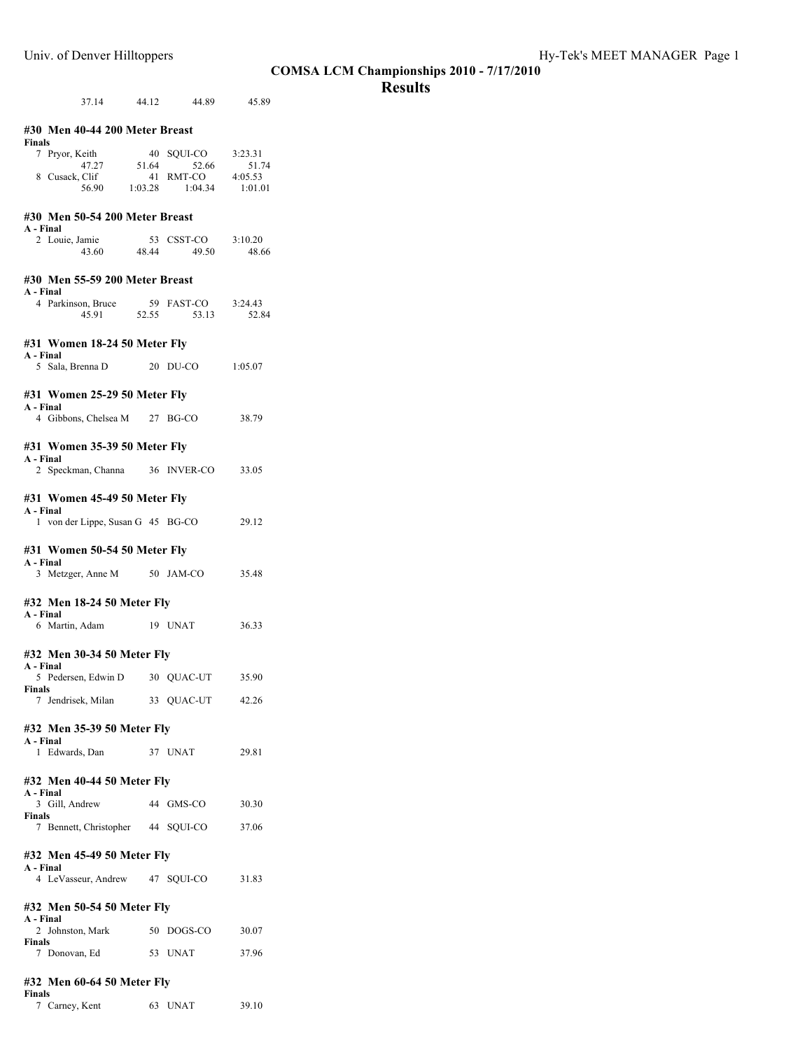## COMSA LCM Championships 2010 - 7/17/2010

## Results

37.14 44.12 44.89 45.89

### #30 Men 40-44 200 Meter Breast

**Finals**

| Place | Name | Age | Team | Time |
|---|---|---|---|---|
| 7 | Pryor, Keith | 40 | SQUI-CO | 3:23.31 |
| | 47.27 | 51.64 | 52.66 | 51.74 |
| 8 | Cusack, Clif | 41 | RMT-CO | 4:05.53 |
| | 56.90 | 1:03.28 | 1:04.34 | 1:01.01 |

### #30 Men 50-54 200 Meter Breast

**A - Final**

| Place | Name | Age | Team | Time |
|---|---|---|---|---|
| 2 | Louie, Jamie | 53 | CSST-CO | 3:10.20 |
| | 43.60 | 48.44 | 49.50 | 48.66 |

### #30 Men 55-59 200 Meter Breast

**A - Final**

| Place | Name | Age | Team | Time |
|---|---|---|---|---|
| 4 | Parkinson, Bruce | 59 | FAST-CO | 3:24.43 |
| | 45.91 | 52.55 | 53.13 | 52.84 |

### #31 Women 18-24 50 Meter Fly

**A - Final**

| Place | Name | Age | Team | Time |
|---|---|---|---|---|
| 5 | Sala, Brenna D | 20 | DU-CO | 1:05.07 |

### #31 Women 25-29 50 Meter Fly

**A - Final**

| Place | Name | Age | Team | Time |
|---|---|---|---|---|
| 4 | Gibbons, Chelsea M | 27 | BG-CO | 38.79 |

### #31 Women 35-39 50 Meter Fly

**A - Final**

| Place | Name | Age | Team | Time |
|---|---|---|---|---|
| 2 | Speckman, Channa | 36 | INVER-CO | 33.05 |

### #31 Women 45-49 50 Meter Fly

**A - Final**

| Place | Name | Age | Team | Time |
|---|---|---|---|---|
| 1 | von der Lippe, Susan G | 45 | BG-CO | 29.12 |

### #31 Women 50-54 50 Meter Fly

**A - Final**

| Place | Name | Age | Team | Time |
|---|---|---|---|---|
| 3 | Metzger, Anne M | 50 | JAM-CO | 35.48 |

### #32 Men 18-24 50 Meter Fly

**A - Final**

| Place | Name | Age | Team | Time |
|---|---|---|---|---|
| 6 | Martin, Adam | 19 | UNAT | 36.33 |

### #32 Men 30-34 50 Meter Fly

**A - Final**

| Place | Name | Age | Team | Time |
|---|---|---|---|---|
| 5 | Pedersen, Edwin D | 30 | QUAC-UT | 35.90 |

**Finals**

| Place | Name | Age | Team | Time |
|---|---|---|---|---|
| 7 | Jendrisek, Milan | 33 | QUAC-UT | 42.26 |

### #32 Men 35-39 50 Meter Fly

**A - Final**

| Place | Name | Age | Team | Time |
|---|---|---|---|---|
| 1 | Edwards, Dan | 37 | UNAT | 29.81 |

### #32 Men 40-44 50 Meter Fly

**A - Final**

| Place | Name | Age | Team | Time |
|---|---|---|---|---|
| 3 | Gill, Andrew | 44 | GMS-CO | 30.30 |

**Finals**

| Place | Name | Age | Team | Time |
|---|---|---|---|---|
| 7 | Bennett, Christopher | 44 | SQUI-CO | 37.06 |

### #32 Men 45-49 50 Meter Fly

**A - Final**

| Place | Name | Age | Team | Time |
|---|---|---|---|---|
| 4 | LeVasseur, Andrew | 47 | SQUI-CO | 31.83 |

### #32 Men 50-54 50 Meter Fly

**A - Final**

| Place | Name | Age | Team | Time |
|---|---|---|---|---|
| 2 | Johnston, Mark | 50 | DOGS-CO | 30.07 |

**Finals**

| Place | Name | Age | Team | Time |
|---|---|---|---|---|
| 7 | Donovan, Ed | 53 | UNAT | 37.96 |

### #32 Men 60-64 50 Meter Fly

**Finals**

| Place | Name | Age | Team | Time |
|---|---|---|---|---|
| 7 | Carney, Kent | 63 | UNAT | 39.10 |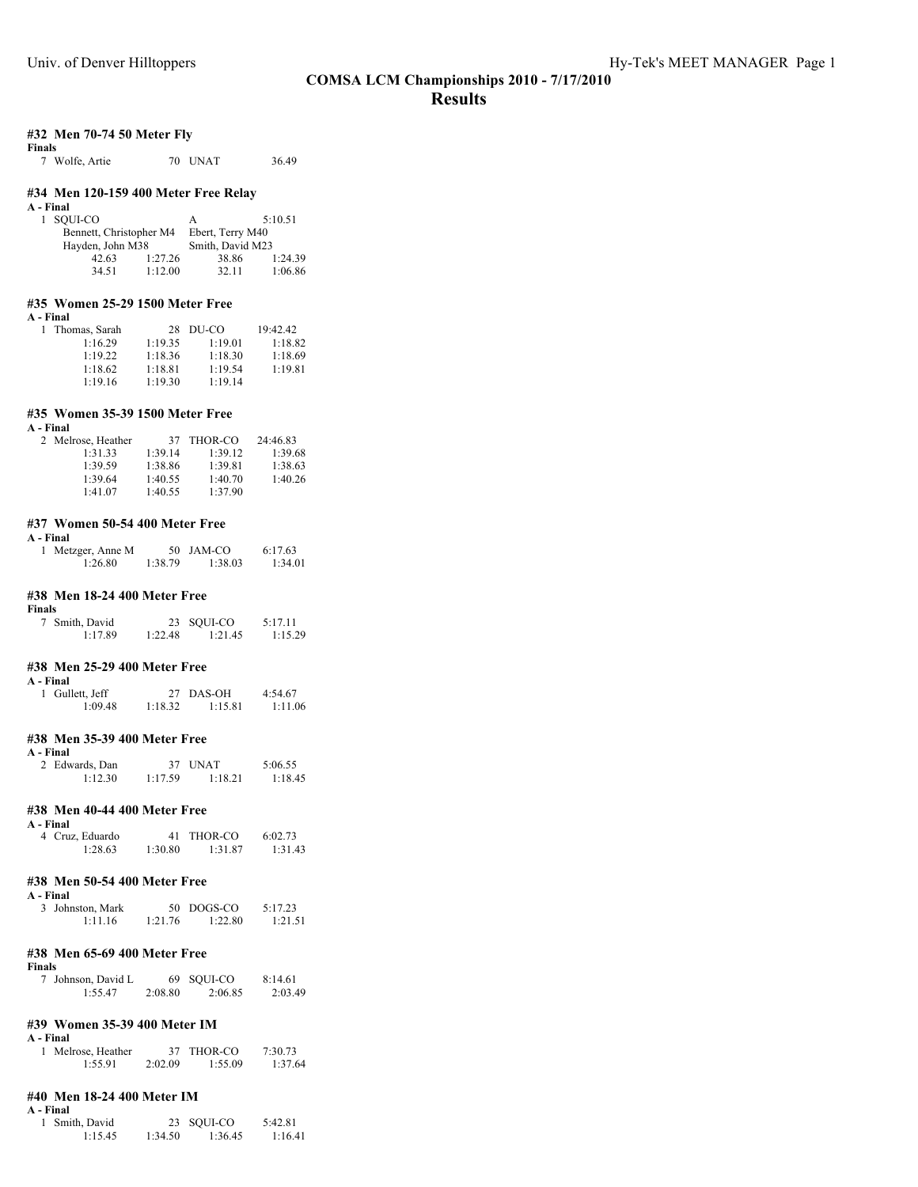## COMSA LCM Championships 2010 - 7/17/2010

## Results

### #32 Men 70-74 50 Meter Fly

**Finals**

```
  7 Wolfe, Artie              70  UNAT              36.49
```

### #34 Men 120-159 400 Meter Free Relay

**A - Final**

```
  1 SQUI-CO                       A                5:10.51
      Bennett, Christopher M4     Ebert, Terry M40
      Hayden, John M38            Smith, David M23
           42.63      1:27.26        38.86         1:24.39
           34.51      1:12.00        32.11         1:06.86
```

### #35 Women 25-29 1500 Meter Free

**A - Final**

```
  1 Thomas, Sarah             28  DU-CO            19:42.42
         1:16.29      1:19.35      1:19.01         1:18.82
         1:19.22      1:18.36      1:18.30         1:18.69
         1:18.62      1:18.81      1:19.54         1:19.81
         1:19.16      1:19.30      1:19.14
```

### #35 Women 35-39 1500 Meter Free

**A - Final**

```
  2 Melrose, Heather          37  THOR-CO          24:46.83
         1:31.33      1:39.14      1:39.12         1:39.68
         1:39.59      1:38.86      1:39.81         1:38.63
         1:39.64      1:40.55      1:40.70         1:40.26
         1:41.07      1:40.55      1:37.90
```

### #37 Women 50-54 400 Meter Free

**A - Final**

```
  1 Metzger, Anne M           50  JAM-CO            6:17.63
         1:26.80      1:38.79      1:38.03         1:34.01
```

### #38 Men 18-24 400 Meter Free

**Finals**

```
  7 Smith, David              23  SQUI-CO           5:17.11
         1:17.89      1:22.48      1:21.45         1:15.29
```

### #38 Men 25-29 400 Meter Free

**A - Final**

```
  1 Gullett, Jeff             27  DAS-OH            4:54.67
         1:09.48      1:18.32      1:15.81         1:11.06
```

### #38 Men 35-39 400 Meter Free

**A - Final**

```
  2 Edwards, Dan              37  UNAT              5:06.55
         1:12.30      1:17.59      1:18.21         1:18.45
```

### #38 Men 40-44 400 Meter Free

**A - Final**

```
  4 Cruz, Eduardo             41  THOR-CO           6:02.73
         1:28.63      1:30.80      1:31.87         1:31.43
```

### #38 Men 50-54 400 Meter Free

**A - Final**

```
  3 Johnston, Mark            50  DOGS-CO           5:17.23
         1:11.16      1:21.76      1:22.80         1:21.51
```

### #38 Men 65-69 400 Meter Free

**Finals**

```
  7 Johnson, David L          69  SQUI-CO           8:14.61
         1:55.47      2:08.80      2:06.85         2:03.49
```

### #39 Women 35-39 400 Meter IM

**A - Final**

```
  1 Melrose, Heather          37  THOR-CO           7:30.73
         1:55.91      2:02.09      1:55.09         1:37.64
```

### #40 Men 18-24 400 Meter IM

**A - Final**

```
  1 Smith, David              23  SQUI-CO           5:42.81
         1:15.45      1:34.50      1:36.45         1:16.41
```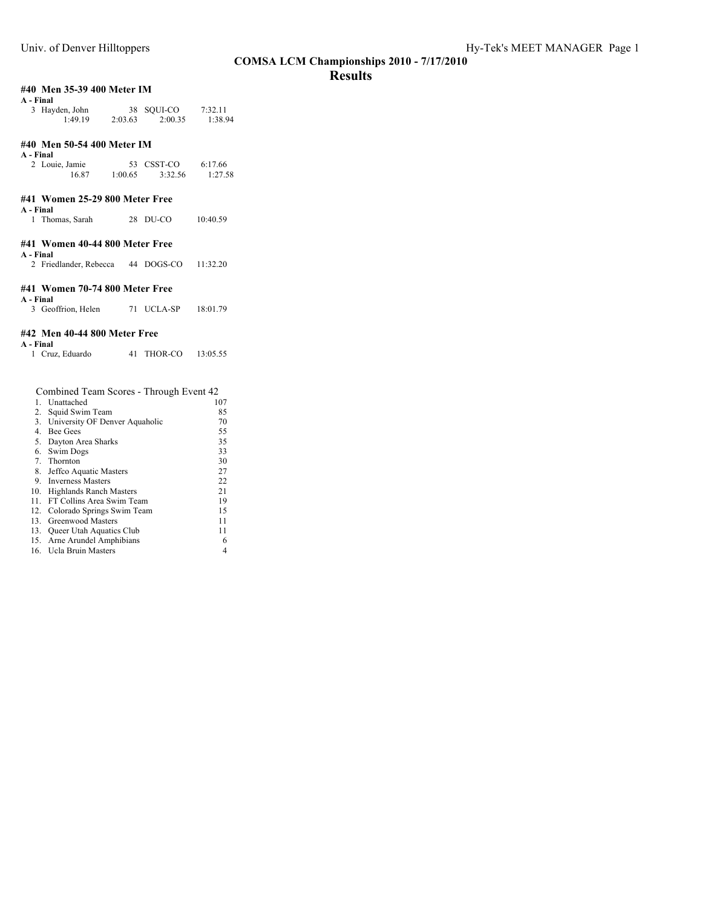**COMSA LCM Championships 2010 - 7/17/2010**

**Results**

### #40 Men 35-39 400 Meter IM

**A - Final**

| | | | | |
|---|---|---|---|---|
| 3 Hayden, John | 38 | SQUI-CO | 7:32.11 | |
| 1:49.19 | 2:03.63 | 2:00.35 | 1:38.94 | |

### #40 Men 50-54 400 Meter IM

**A - Final**

| | | | | |
|---|---|---|---|---|
| 2 Louie, Jamie | 53 | CSST-CO | 6:17.66 | |
| 16.87 | 1:00.65 | 3:32.56 | 1:27.58 | |

### #41 Women 25-29 800 Meter Free

**A - Final**

| | | | |
|---|---|---|---|
| 1 Thomas, Sarah | 28 | DU-CO | 10:40.59 |

### #41 Women 40-44 800 Meter Free

**A - Final**

| | | | |
|---|---|---|---|
| 2 Friedlander, Rebecca | 44 | DOGS-CO | 11:32.20 |

### #41 Women 70-74 800 Meter Free

**A - Final**

| | | | |
|---|---|---|---|
| 3 Geoffrion, Helen | 71 | UCLA-SP | 18:01.79 |

### #42 Men 40-44 800 Meter Free

**A - Final**

| | | | |
|---|---|---|---|
| 1 Cruz, Eduardo | 41 | THOR-CO | 13:05.55 |

Combined Team Scores - Through Event 42

| | | |
|---|---|---|
| 1. | Unattached | 107 |
| 2. | Squid Swim Team | 85 |
| 3. | University OF Denver Aquaholic | 70 |
| 4. | Bee Gees | 55 |
| 5. | Dayton Area Sharks | 35 |
| 6. | Swim Dogs | 33 |
| 7. | Thornton | 30 |
| 8. | Jeffco Aquatic Masters | 27 |
| 9. | Inverness Masters | 22 |
| 10. | Highlands Ranch Masters | 21 |
| 11. | FT Collins Area Swim Team | 19 |
| 12. | Colorado Springs Swim Team | 15 |
| 13. | Greenwood Masters | 11 |
| 13. | Queer Utah Aquatics Club | 11 |
| 15. | Arne Arundel Amphibians | 6 |
| 16. | Ucla Bruin Masters | 4 |